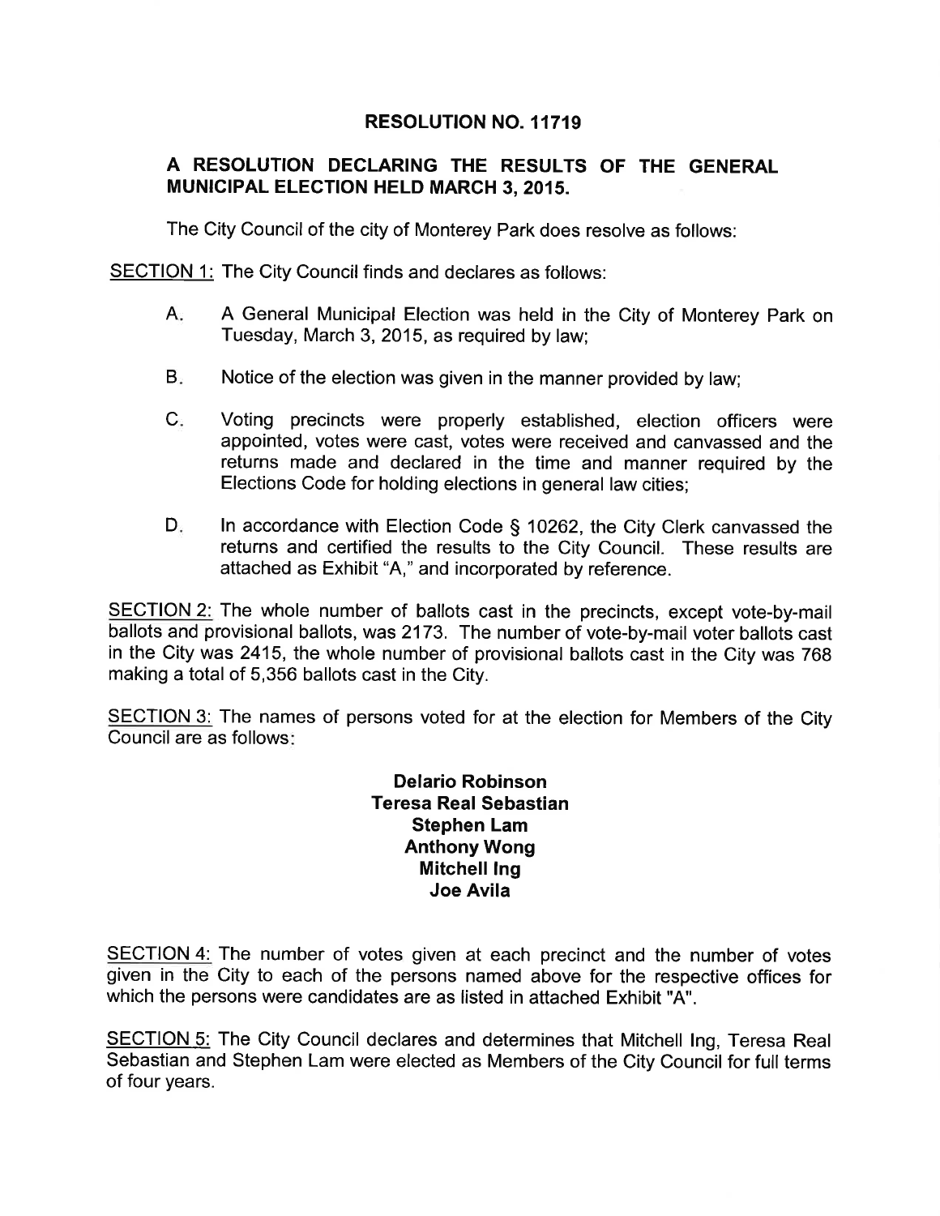# RESOLUTION NO. 11719

## A RESOLUTION DECLARING THE RESULTS OF THE GENERAL MUNICIPAL ELECTION HELD MARCH 3, 2015.

The City Council of the city of Monterey Park does resolve as follows:

SECTION 1: The City Council finds and declares as follows:

A. A General Municipal Election was held in the City of Monterey Park on Tuesday, March 3, 2015, as required by law;

B. Notice of the election was given in the manner provided by law;

C. Voting precincts were properly established, election officers were appointed, votes were cast, votes were received and canvassed and the returns made and declared in the time and manner required by the Elections Code for holding elections in general law cities;

D. In accordance with Election Code § 10262, the City Clerk canvassed the returns and certified the results to the City Council. These results are attached as Exhibit "A," and incorporated by reference.

SECTION 2: The whole number of ballots cast in the precincts, except vote-by-mail ballots and provisional ballots, was 2173. The number of vote-by-mail voter ballots cast in the City was 2415, the whole number of provisional ballots cast in the City was 768 making a total of 5,356 ballots cast in the City.

SECTION 3: The names of persons voted for at the election for Members of the City Council are as follows:

**Delario Robinson**
**Teresa Real Sebastian**
**Stephen Lam**
**Anthony Wong**
**Mitchell Ing**
**Joe Avila**

SECTION 4: The number of votes given at each precinct and the number of votes given in the City to each of the persons named above for the respective offices for which the persons were candidates are as listed in attached Exhibit "A".

SECTION 5: The City Council declares and determines that Mitchell Ing, Teresa Real Sebastian and Stephen Lam were elected as Members of the City Council for full terms of four years.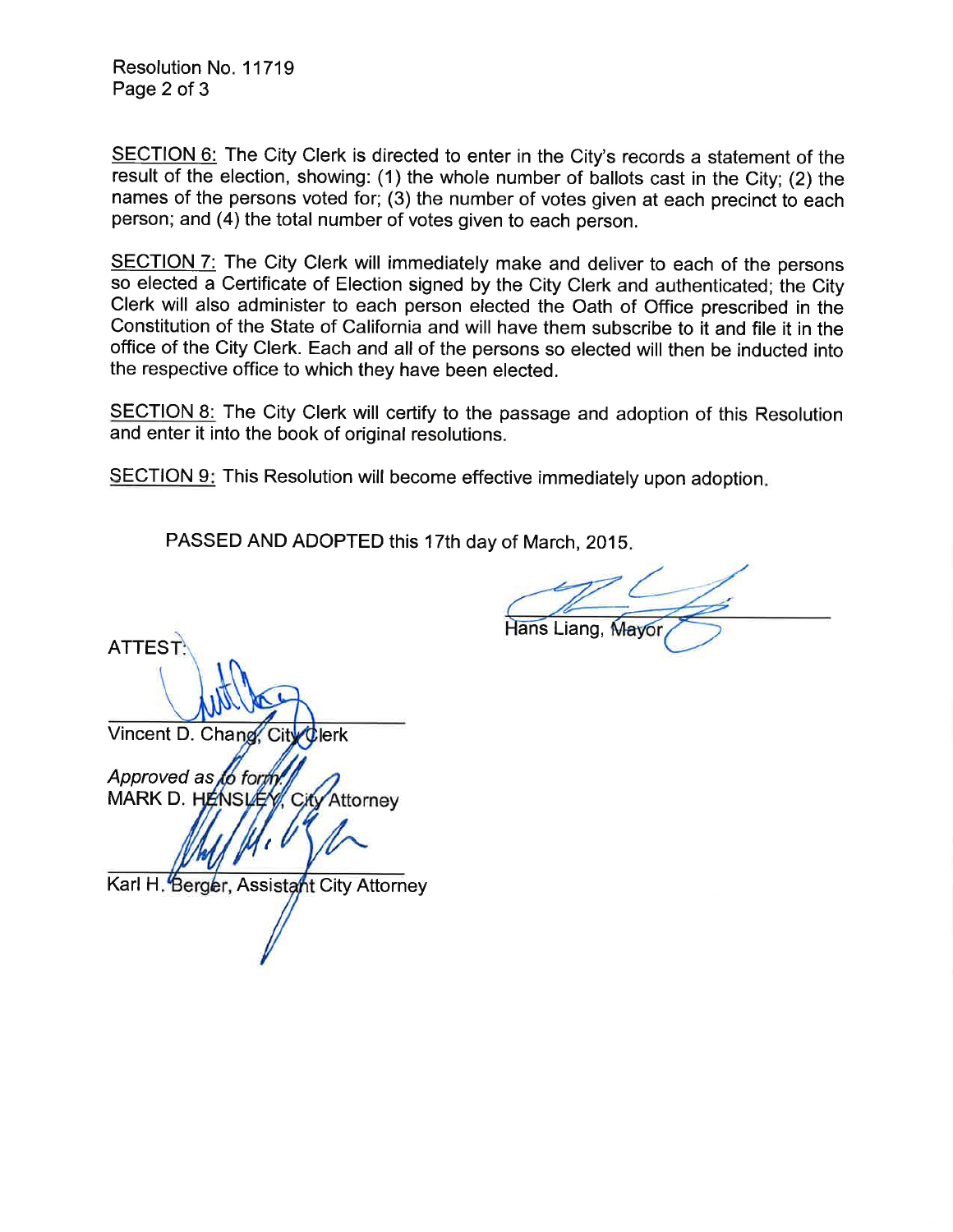Resolution No. 11719
Page 2 of 3

<u>SECTION 6:</u> The City Clerk is directed to enter in the City's records a statement of the result of the election, showing: (1) the whole number of ballots cast in the City; (2) the names of the persons voted for; (3) the number of votes given at each precinct to each person; and (4) the total number of votes given to each person.

<u>SECTION 7:</u> The City Clerk will immediately make and deliver to each of the persons so elected a Certificate of Election signed by the City Clerk and authenticated; the City Clerk will also administer to each person elected the Oath of Office prescribed in the Constitution of the State of California and will have them subscribe to it and file it in the office of the City Clerk. Each and all of the persons so elected will then be inducted into the respective office to which they have been elected.

<u>SECTION 8:</u> The City Clerk will certify to the passage and adoption of this Resolution and enter it into the book of original resolutions.

<u>SECTION 9:</u> This Resolution will become effective immediately upon adoption.

PASSED AND ADOPTED this 17th day of March, 2015.

Hans Liang, Mayor

ATTEST:

Vincent D. Chang, City Clerk

*Approved as to form:*
MARK D. HENSLEY, City Attorney

Karl H. Berger, Assistant City Attorney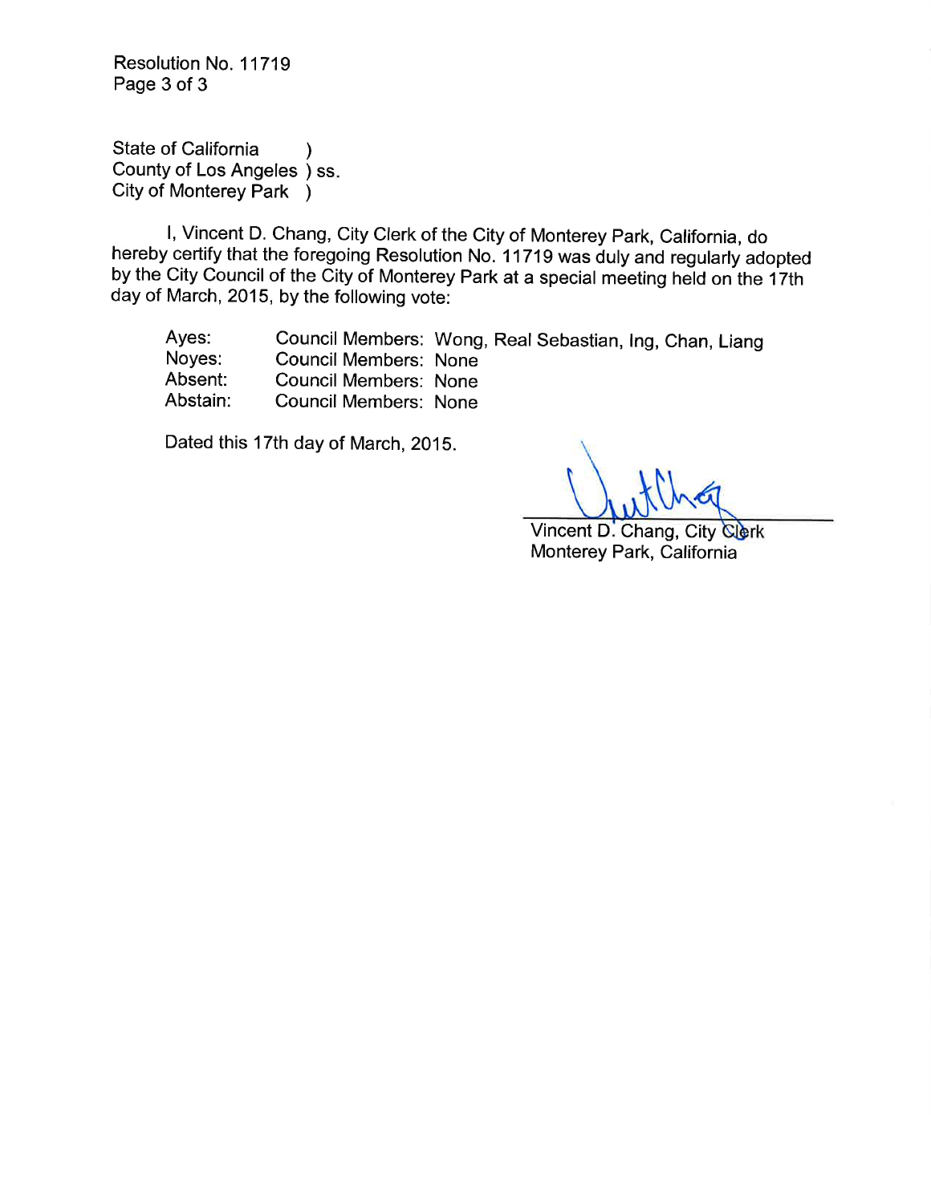State of California )
County of Los Angeles ) ss.
City of Monterey Park )

I, Vincent D. Chang, City Clerk of the City of Monterey Park, California, do hereby certify that the foregoing Resolution No. 11719 was duly and regularly adopted by the City Council of the City of Monterey Park at a special meeting held on the 17th day of March, 2015, by the following vote:

| | | |
|---|---|---|
| Ayes: | Council Members: | Wong, Real Sebastian, Ing, Chan, Liang |
| Noyes: | Council Members: | None |
| Absent: | Council Members: | None |
| Abstain: | Council Members: | None |

Dated this 17th day of March, 2015.

Vincent D. Chang, City Clerk
Monterey Park, California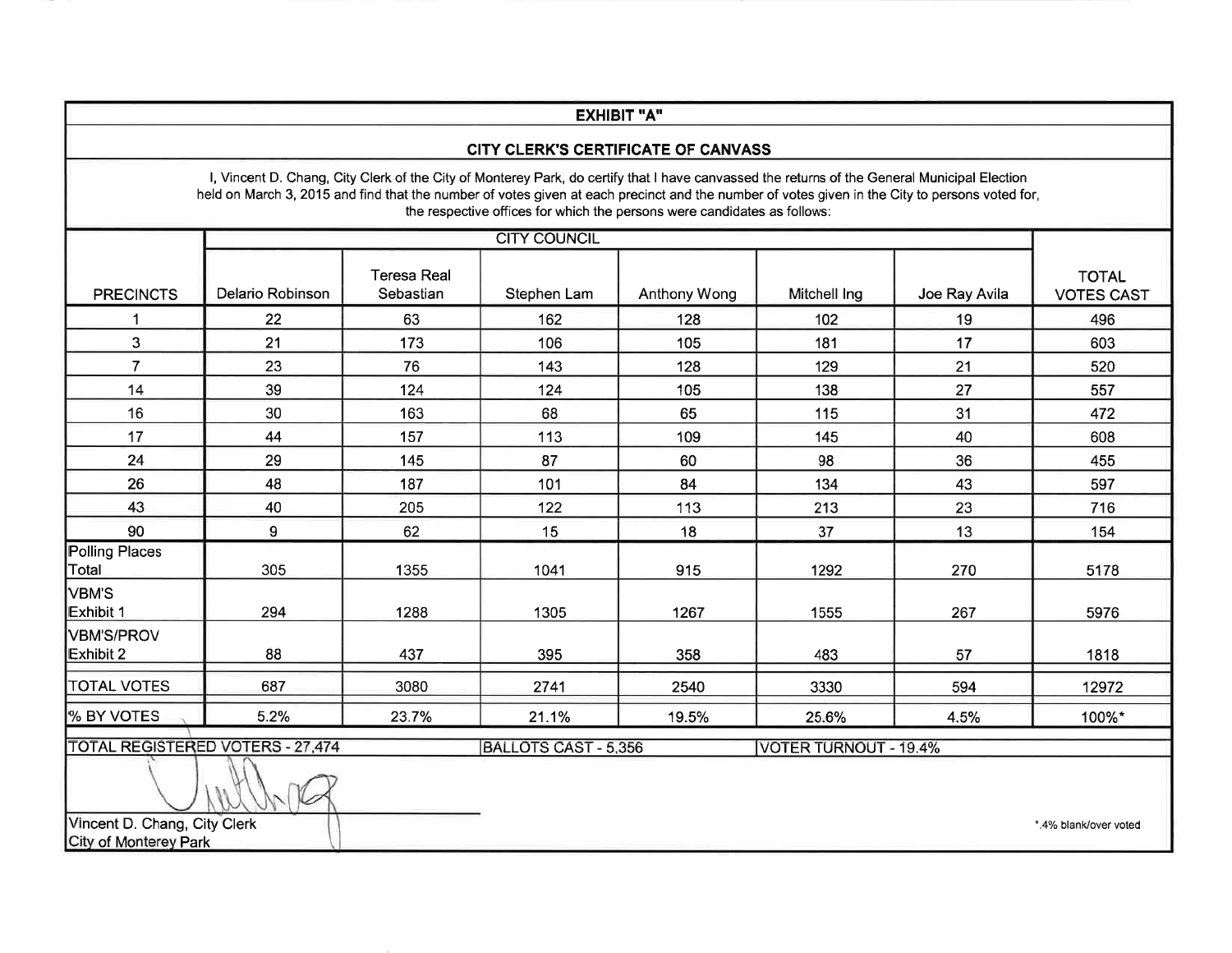## EXHIBIT "A"

### CITY CLERK'S CERTIFICATE OF CANVASS

I, Vincent D. Chang, City Clerk of the City of Monterey Park, do certify that I have canvassed the returns of the General Municipal Election held on March 3, 2015 and find that the number of votes given at each precinct and the number of votes given in the City to persons voted for, the respective offices for which the persons were candidates as follows:

| | CITY COUNCIL | | | | | | |
|---|---|---|---|---|---|---|---|
| PRECINCTS | Delario Robinson | Teresa Real Sebastian | Stephen Lam | Anthony Wong | Mitchell Ing | Joe Ray Avila | TOTAL VOTES CAST |
| 1 | 22 | 63 | 162 | 128 | 102 | 19 | 496 |
| 3 | 21 | 173 | 106 | 105 | 181 | 17 | 603 |
| 7 | 23 | 76 | 143 | 128 | 129 | 21 | 520 |
| 14 | 39 | 124 | 124 | 105 | 138 | 27 | 557 |
| 16 | 30 | 163 | 68 | 65 | 115 | 31 | 472 |
| 17 | 44 | 157 | 113 | 109 | 145 | 40 | 608 |
| 24 | 29 | 145 | 87 | 60 | 98 | 36 | 455 |
| 26 | 48 | 187 | 101 | 84 | 134 | 43 | 597 |
| 43 | 40 | 205 | 122 | 113 | 213 | 23 | 716 |
| 90 | 9 | 62 | 15 | 18 | 37 | 13 | 154 |
| Polling Places Total | 305 | 1355 | 1041 | 915 | 1292 | 270 | 5178 |
| VBM'S Exhibit 1 | 294 | 1288 | 1305 | 1267 | 1555 | 267 | 5976 |
| VBM'S/PROV Exhibit 2 | 88 | 437 | 395 | 358 | 483 | 57 | 1818 |
| TOTAL VOTES | 687 | 3080 | 2741 | 2540 | 3330 | 594 | 12972 |
| % BY VOTES | 5.2% | 23.7% | 21.1% | 19.5% | 25.6% | 4.5% | 100%* |

TOTAL REGISTERED VOTERS - 27,474 | BALLOTS CAST - 5,356 | VOTER TURNOUT - 19.4%

Vincent D. Chang, City Clerk
City of Monterey Park

*.4% blank/over voted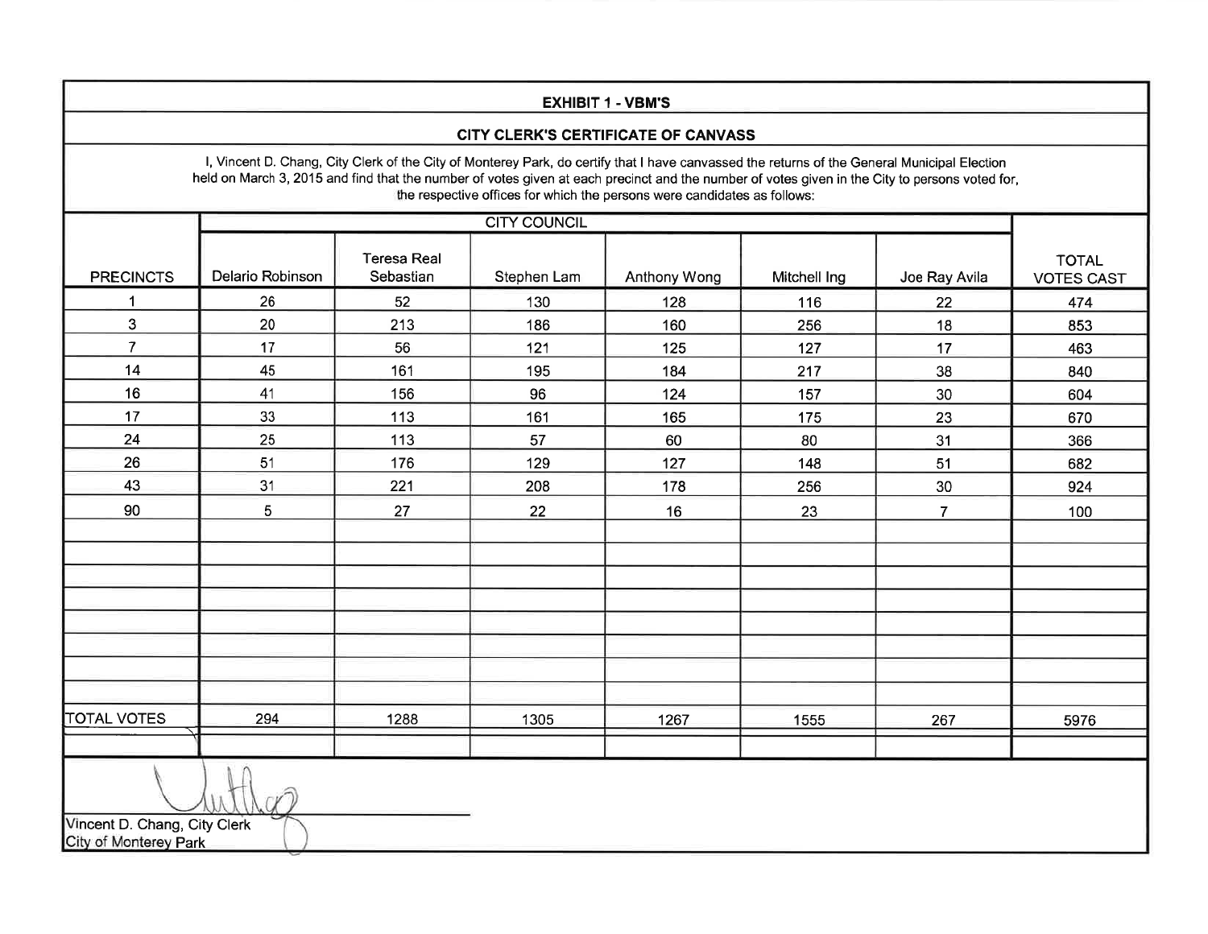**EXHIBIT 1 - VBM'S**

**CITY CLERK'S CERTIFICATE OF CANVASS**

I, Vincent D. Chang, City Clerk of the City of Monterey Park, do certify that I have canvassed the returns of the General Municipal Election held on March 3, 2015 and find that the number of votes given at each precinct and the number of votes given in the City to persons voted for, the respective offices for which the persons were candidates as follows:

| | CITY COUNCIL | | | | | | |
|---|---|---|---|---|---|---|---|
| PRECINCTS | Delario Robinson | Teresa Real Sebastian | Stephen Lam | Anthony Wong | Mitchell Ing | Joe Ray Avila | TOTAL VOTES CAST |
| 1 | 26 | 52 | 130 | 128 | 116 | 22 | 474 |
| 3 | 20 | 213 | 186 | 160 | 256 | 18 | 853 |
| 7 | 17 | 56 | 121 | 125 | 127 | 17 | 463 |
| 14 | 45 | 161 | 195 | 184 | 217 | 38 | 840 |
| 16 | 41 | 156 | 96 | 124 | 157 | 30 | 604 |
| 17 | 33 | 113 | 161 | 165 | 175 | 23 | 670 |
| 24 | 25 | 113 | 57 | 60 | 80 | 31 | 366 |
| 26 | 51 | 176 | 129 | 127 | 148 | 51 | 682 |
| 43 | 31 | 221 | 208 | 178 | 256 | 30 | 924 |
| 90 | 5 | 27 | 22 | 16 | 23 | 7 | 100 |
| TOTAL VOTES | 294 | 1288 | 1305 | 1267 | 1555 | 267 | 5976 |

Vincent D. Chang, City Clerk
City of Monterey Park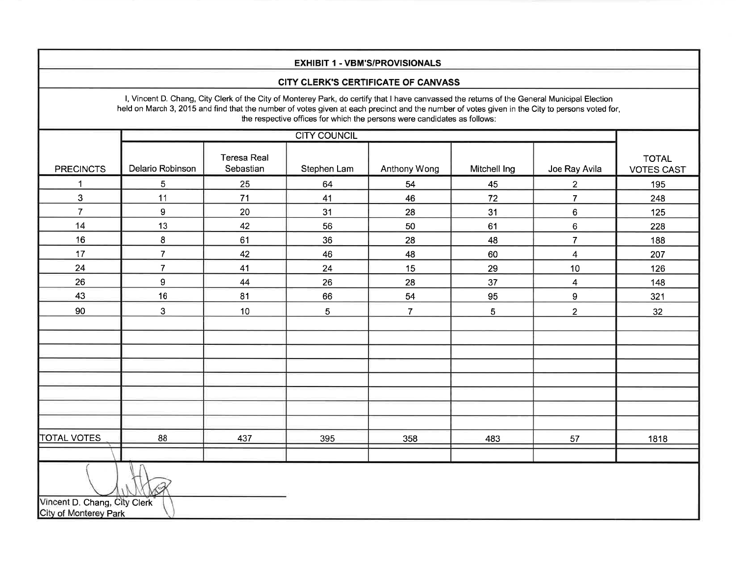## EXHIBIT 1 - VBM'S/PROVISIONALS

## CITY CLERK'S CERTIFICATE OF CANVASS

I, Vincent D. Chang, City Clerk of the City of Monterey Park, do certify that I have canvassed the returns of the General Municipal Election held on March 3, 2015 and find that the number of votes given at each precinct and the number of votes given in the City to persons voted for, the respective offices for which the persons were candidates as follows:

| | CITY COUNCIL | | | | | | |
|---|---|---|---|---|---|---|---|
| PRECINCTS | Delario Robinson | Teresa Real Sebastian | Stephen Lam | Anthony Wong | Mitchell Ing | Joe Ray Avila | TOTAL VOTES CAST |
| 1 | 5 | 25 | 64 | 54 | 45 | 2 | 195 |
| 3 | 11 | 71 | 41 | 46 | 72 | 7 | 248 |
| 7 | 9 | 20 | 31 | 28 | 31 | 6 | 125 |
| 14 | 13 | 42 | 56 | 50 | 61 | 6 | 228 |
| 16 | 8 | 61 | 36 | 28 | 48 | 7 | 188 |
| 17 | 7 | 42 | 46 | 48 | 60 | 4 | 207 |
| 24 | 7 | 41 | 24 | 15 | 29 | 10 | 126 |
| 26 | 9 | 44 | 26 | 28 | 37 | 4 | 148 |
| 43 | 16 | 81 | 66 | 54 | 95 | 9 | 321 |
| 90 | 3 | 10 | 5 | 7 | 5 | 2 | 32 |
| TOTAL VOTES | 88 | 437 | 395 | 358 | 483 | 57 | 1818 |

Vincent D. Chang, City Clerk
City of Monterey Park